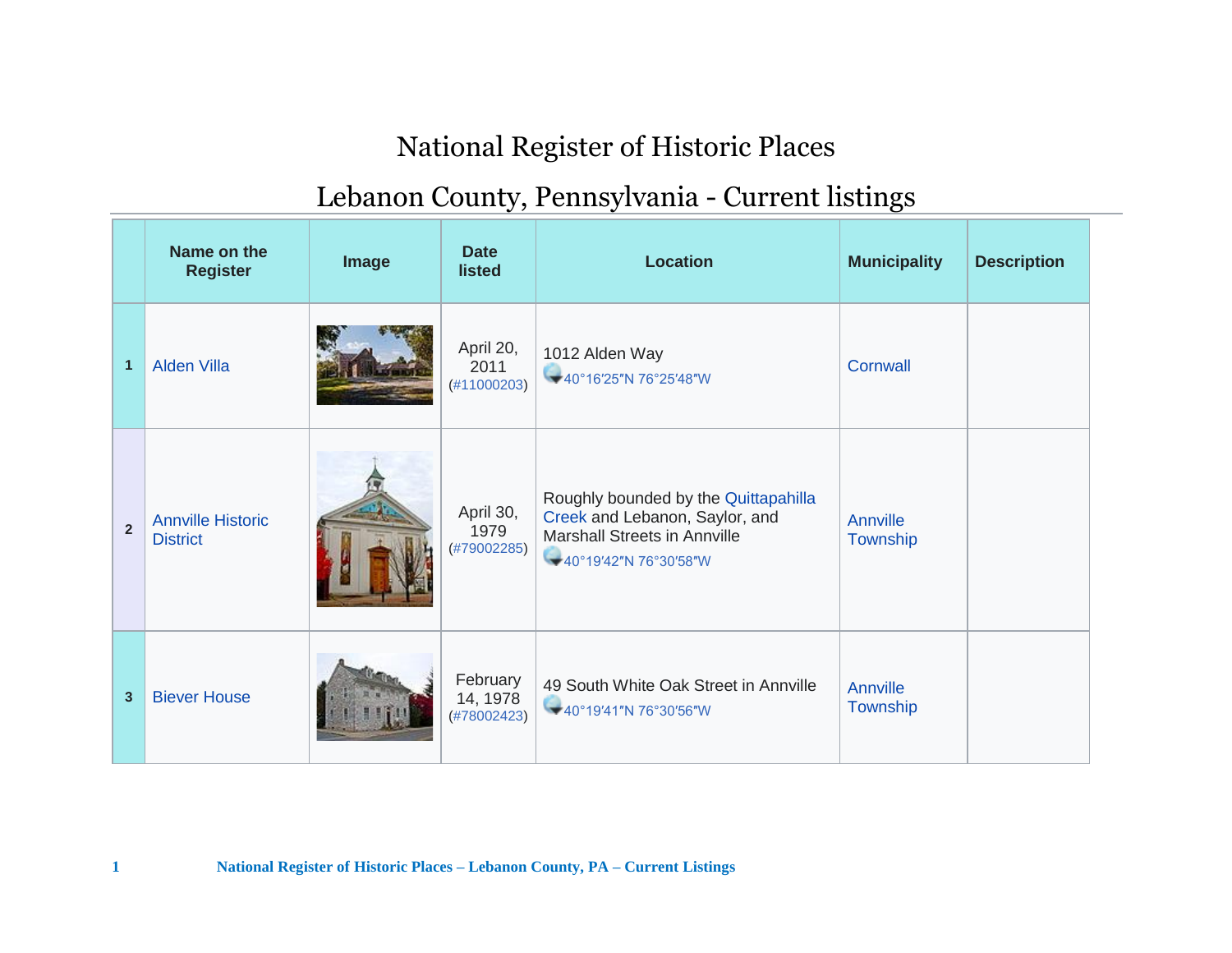# National Register of Historic Places

## Lebanon County, Pennsylvania - Current listings

| | Name on the Register | Image | Date listed | Location | Municipality | Description |
|---|---|---|---|---|---|---|
| 1 | Alden Villa | | April 20, 2011 (#11000203) | 1012 Alden Way 40°16′25″N 76°25′48″W | Cornwall | |
| 2 | Annville Historic District | | April 30, 1979 (#79002285) | Roughly bounded by the Quittapahilla Creek and Lebanon, Saylor, and Marshall Streets in Annville 40°19′42″N 76°30′58″W | Annville Township | |
| 3 | Biever House | | February 14, 1978 (#78002423) | 49 South White Oak Street in Annville 40°19′41″N 76°30′56″W | Annville Township | |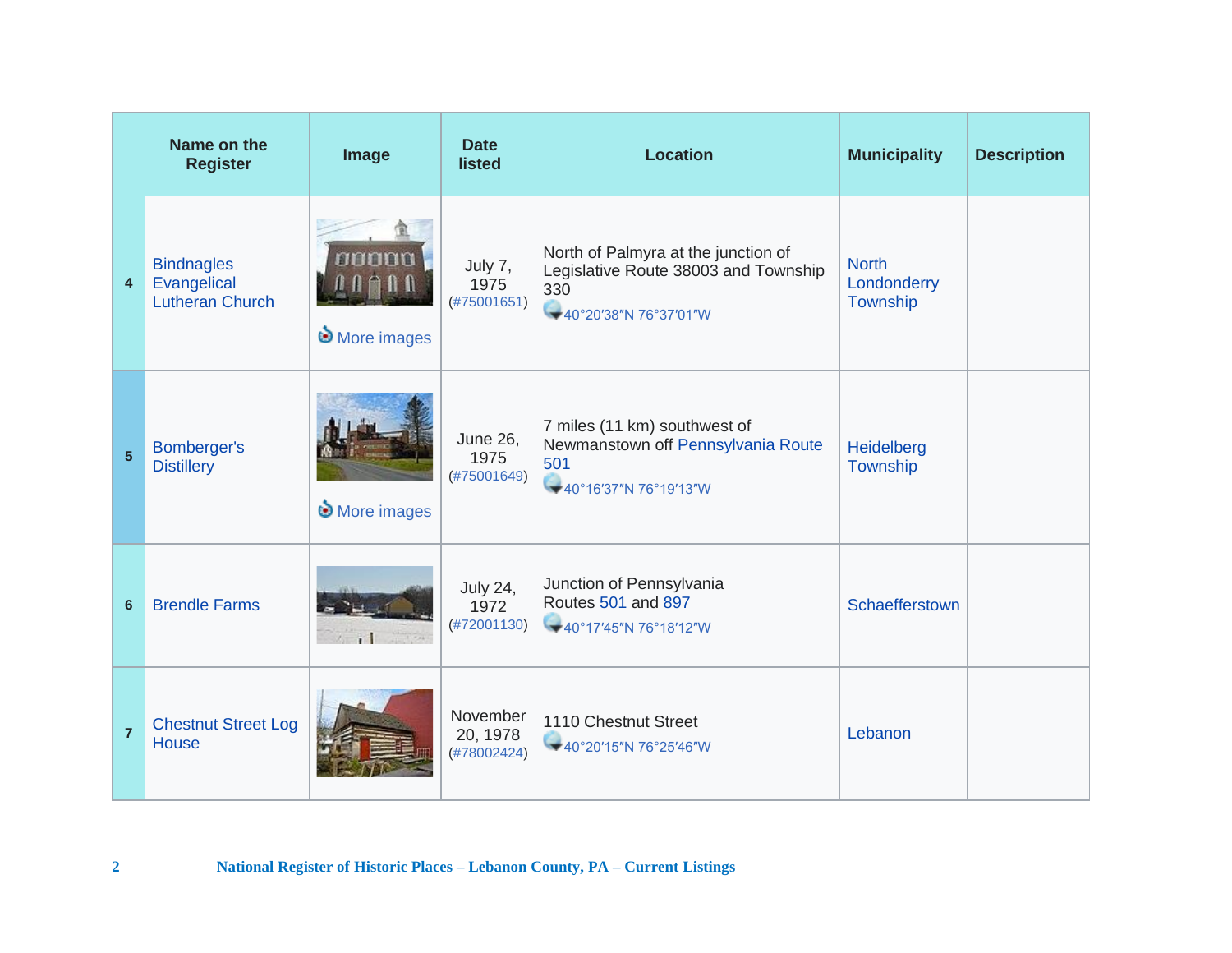| | Name on the Register | Image | Date listed | Location | Municipality | Description |
|---|---|---|---|---|---|---|
| 4 | Bindnagles Evangelical Lutheran Church | More images | July 7, 1975 (#75001651) | North of Palmyra at the junction of Legislative Route 38003 and Township 330 40°20′38″N 76°37′01″W | North Londonderry Township | |
| 5 | Bomberger's Distillery | More images | June 26, 1975 (#75001649) | 7 miles (11 km) southwest of Newmanstown off Pennsylvania Route 501 40°16′37″N 76°19′13″W | Heidelberg Township | |
| 6 | Brendle Farms | | July 24, 1972 (#72001130) | Junction of Pennsylvania Routes 501 and 897 40°17′45″N 76°18′12″W | Schaefferstown | |
| 7 | Chestnut Street Log House | | November 20, 1978 (#78002424) | 1110 Chestnut Street 40°20′15″N 76°25′46″W | Lebanon | |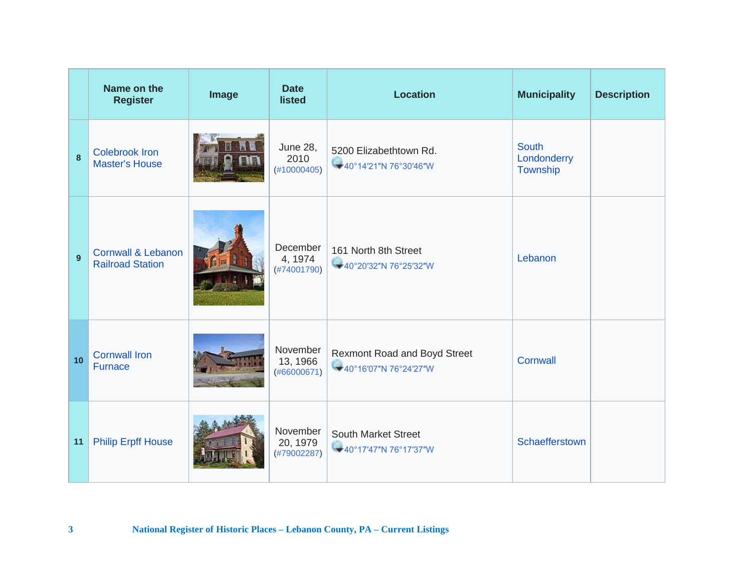| | Name on the Register | Image | Date listed | Location | Municipality | Description |
|---|---|---|---|---|---|---|
| 8 | Colebrook Iron Master's House | | June 28, 2010 (#10000405) | 5200 Elizabethtown Rd. 40°14′21″N 76°30′46″W | South Londonderry Township | |
| 9 | Cornwall & Lebanon Railroad Station | | December 4, 1974 (#74001790) | 161 North 8th Street 40°20′32″N 76°25′32″W | Lebanon | |
| 10 | Cornwall Iron Furnace | | November 13, 1966 (#66000671) | Rexmont Road and Boyd Street 40°16′07″N 76°24′27″W | Cornwall | |
| 11 | Philip Erpff House | | November 20, 1979 (#79002287) | South Market Street 40°17′47″N 76°17′37″W | Schaefferstown | |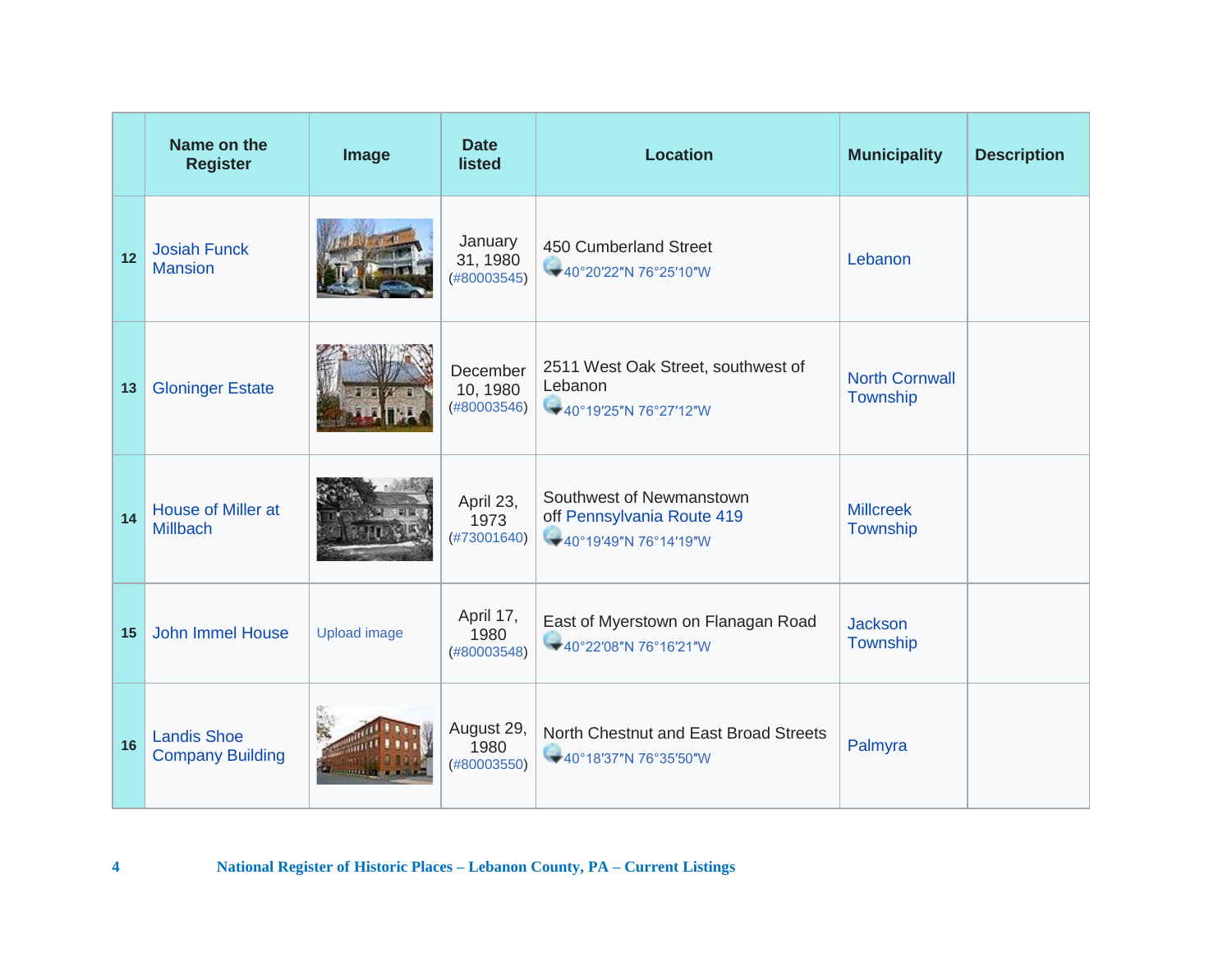| | Name on the Register | Image | Date listed | Location | Municipality | Description |
|---|---|---|---|---|---|---|
| 12 | Josiah Funck Mansion | | January 31, 1980 (#80003545) | 450 Cumberland Street 40°20′22″N 76°25′10″W | Lebanon | |
| 13 | Gloninger Estate | | December 10, 1980 (#80003546) | 2511 West Oak Street, southwest of Lebanon 40°19′25″N 76°27′12″W | North Cornwall Township | |
| 14 | House of Miller at Millbach | | April 23, 1973 (#73001640) | Southwest of Newmanstown off Pennsylvania Route 419 40°19′49″N 76°14′19″W | Millcreek Township | |
| 15 | John Immel House | Upload image | April 17, 1980 (#80003548) | East of Myerstown on Flanagan Road 40°22′08″N 76°16′21″W | Jackson Township | |
| 16 | Landis Shoe Company Building | | August 29, 1980 (#80003550) | North Chestnut and East Broad Streets 40°18′37″N 76°35′50″W | Palmyra | |

National Register of Historic Places – Lebanon County, PA – Current Listings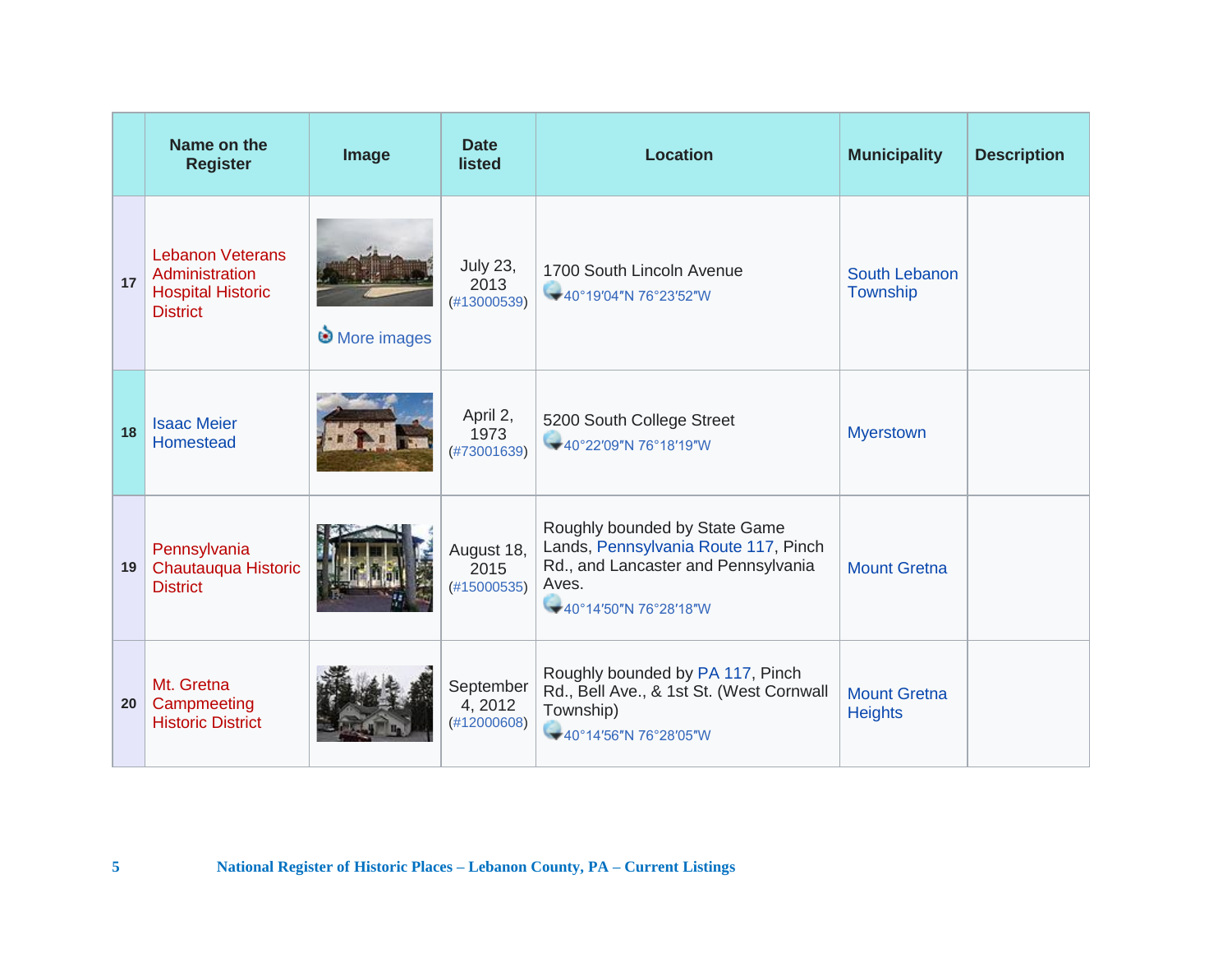| | Name on the Register | Image | Date listed | Location | Municipality | Description |
|---|---|---|---|---|---|---|
| 17 | Lebanon Veterans Administration Hospital Historic District | More images | July 23, 2013 (#13000539) | 1700 South Lincoln Avenue 40°19′04″N 76°23′52″W | South Lebanon Township | |
| 18 | Isaac Meier Homestead | | April 2, 1973 (#73001639) | 5200 South College Street 40°22′09″N 76°18′19″W | Myerstown | |
| 19 | Pennsylvania Chautauqua Historic District | | August 18, 2015 (#15000535) | Roughly bounded by State Game Lands, Pennsylvania Route 117, Pinch Rd., and Lancaster and Pennsylvania Aves. 40°14′50″N 76°28′18″W | Mount Gretna | |
| 20 | Mt. Gretna Campmeeting Historic District | | September 4, 2012 (#12000608) | Roughly bounded by PA 117, Pinch Rd., Bell Ave., & 1st St. (West Cornwall Township) 40°14′56″N 76°28′05″W | Mount Gretna Heights | |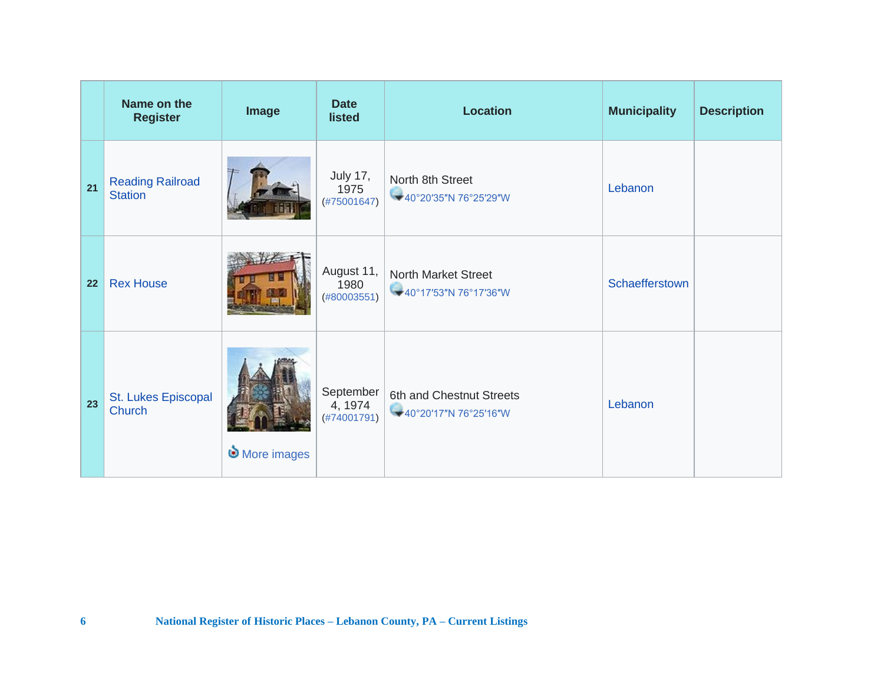| | Name on the Register | Image | Date listed | Location | Municipality | Description |
|---|---|---|---|---|---|---|
| 21 | Reading Railroad Station | | July 17, 1975 (#75001647) | North 8th Street 40°20′35″N 76°25′29″W | Lebanon | |
| 22 | Rex House | | August 11, 1980 (#80003551) | North Market Street 40°17′53″N 76°17′36″W | Schaefferstown | |
| 23 | St. Lukes Episcopal Church | More images | September 4, 1974 (#74001791) | 6th and Chestnut Streets 40°20′17″N 76°25′16″W | Lebanon | |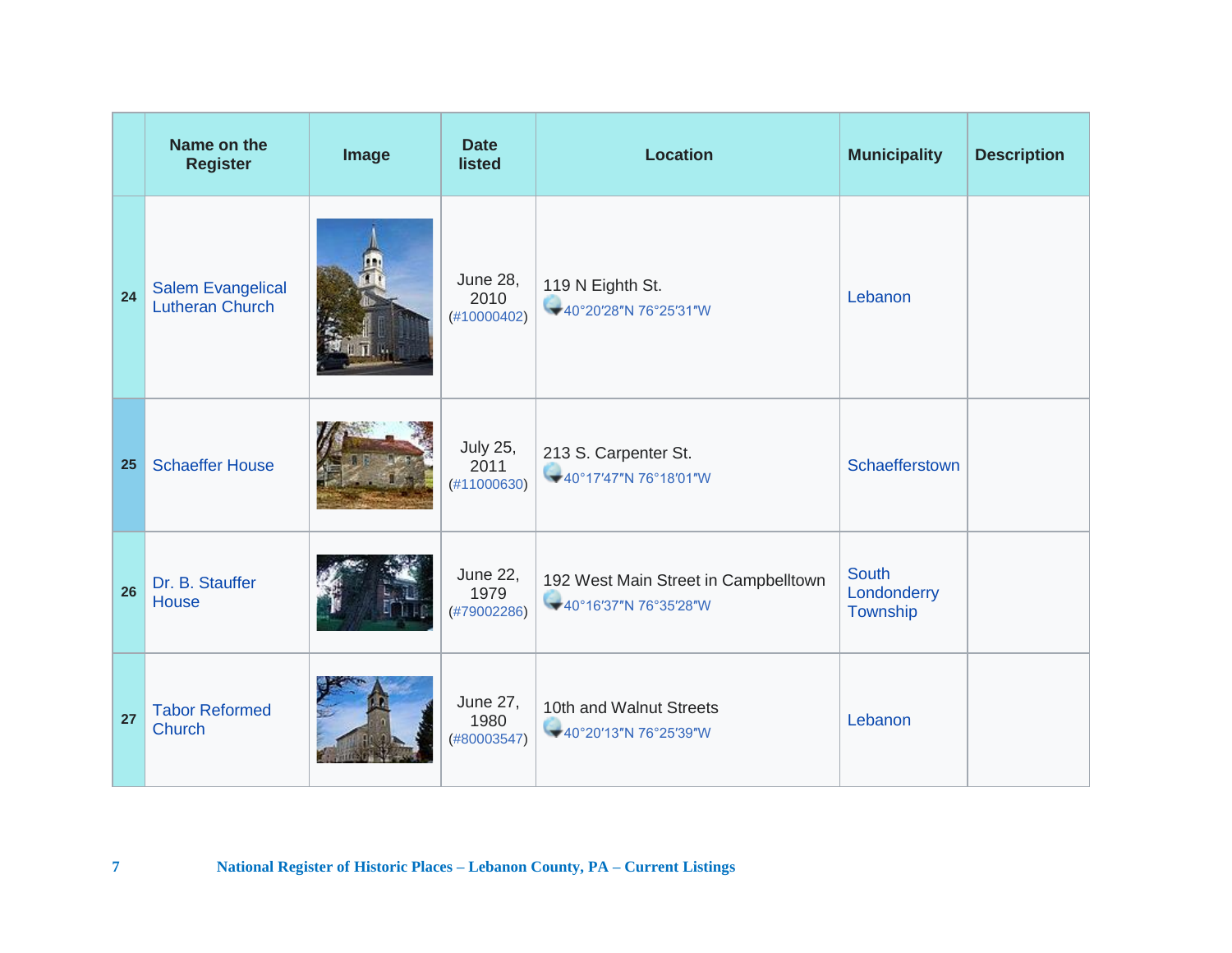| | Name on the Register | Image | Date listed | Location | Municipality | Description |
|---|---|---|---|---|---|---|
| 24 | Salem Evangelical Lutheran Church | | June 28, 2010 (#10000402) | 119 N Eighth St. 40°20′28″N 76°25′31″W | Lebanon | |
| 25 | Schaeffer House | | July 25, 2011 (#11000630) | 213 S. Carpenter St. 40°17′47″N 76°18′01″W | Schaefferstown | |
| 26 | Dr. B. Stauffer House | | June 22, 1979 (#79002286) | 192 West Main Street in Campbelltown 40°16′37″N 76°35′28″W | South Londonderry Township | |
| 27 | Tabor Reformed Church | | June 27, 1980 (#80003547) | 10th and Walnut Streets 40°20′13″N 76°25′39″W | Lebanon | |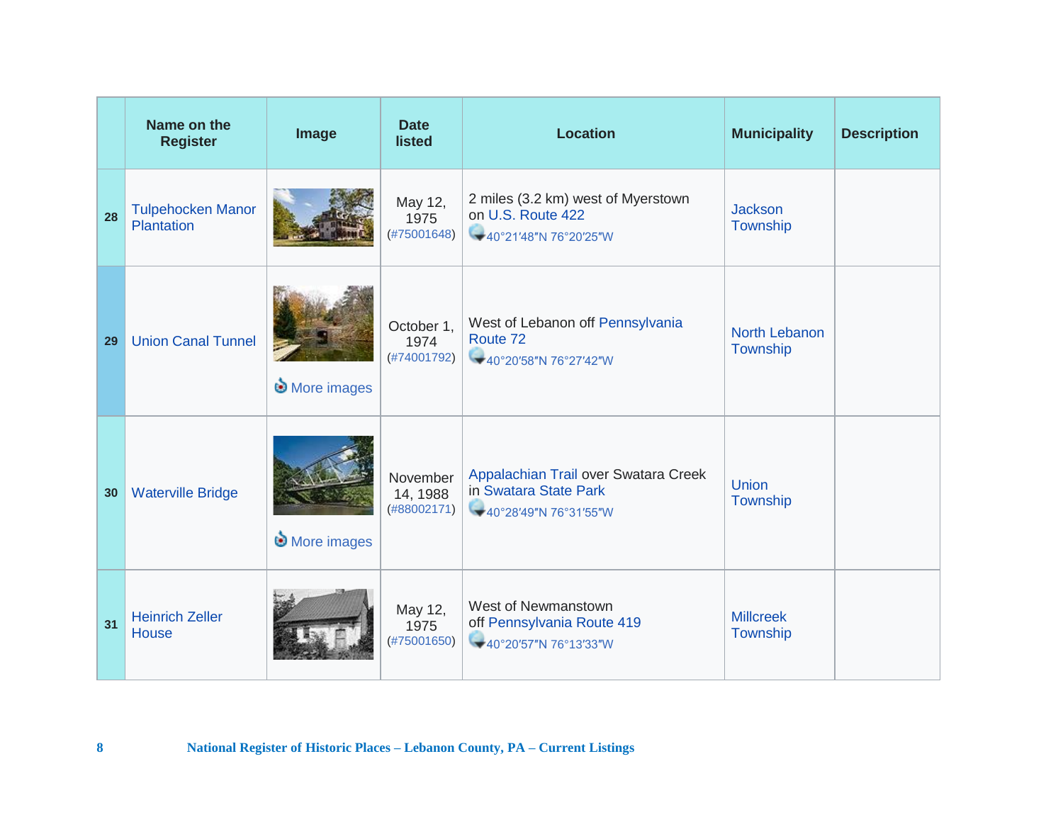| | Name on the Register | Image | Date listed | Location | Municipality | Description |
|---|---|---|---|---|---|---|
| 28 | Tulpehocken Manor Plantation | | May 12, 1975 (#75001648) | 2 miles (3.2 km) west of Myerstown on U.S. Route 422 40°21′48″N 76°20′25″W | Jackson Township | |
| 29 | Union Canal Tunnel | More images | October 1, 1974 (#74001792) | West of Lebanon off Pennsylvania Route 72 40°20′58″N 76°27′42″W | North Lebanon Township | |
| 30 | Waterville Bridge | More images | November 14, 1988 (#88002171) | Appalachian Trail over Swatara Creek in Swatara State Park 40°28′49″N 76°31′55″W | Union Township | |
| 31 | Heinrich Zeller House | | May 12, 1975 (#75001650) | West of Newmanstown off Pennsylvania Route 419 40°20′57″N 76°13′33″W | Millcreek Township | |